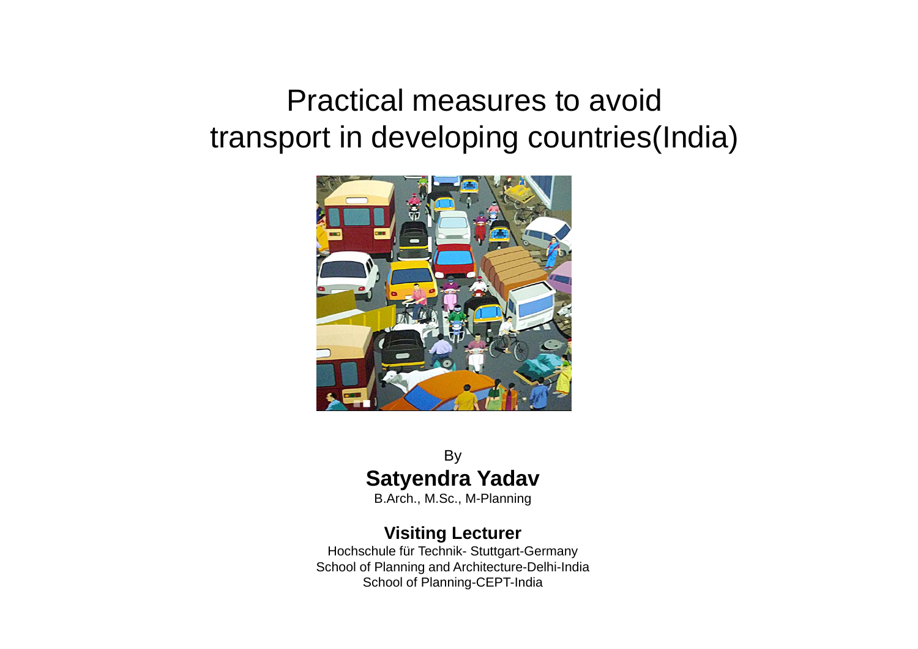# Practical measures to avoid transport in developing countries(India)

By

**Satyendra Yadav**

B.Arch., M.Sc., M-Planning

**Visiting Lecturer**

Hochschule für Technik- Stuttgart-Germany
School of Planning and Architecture-Delhi-India
School of Planning-CEPT-India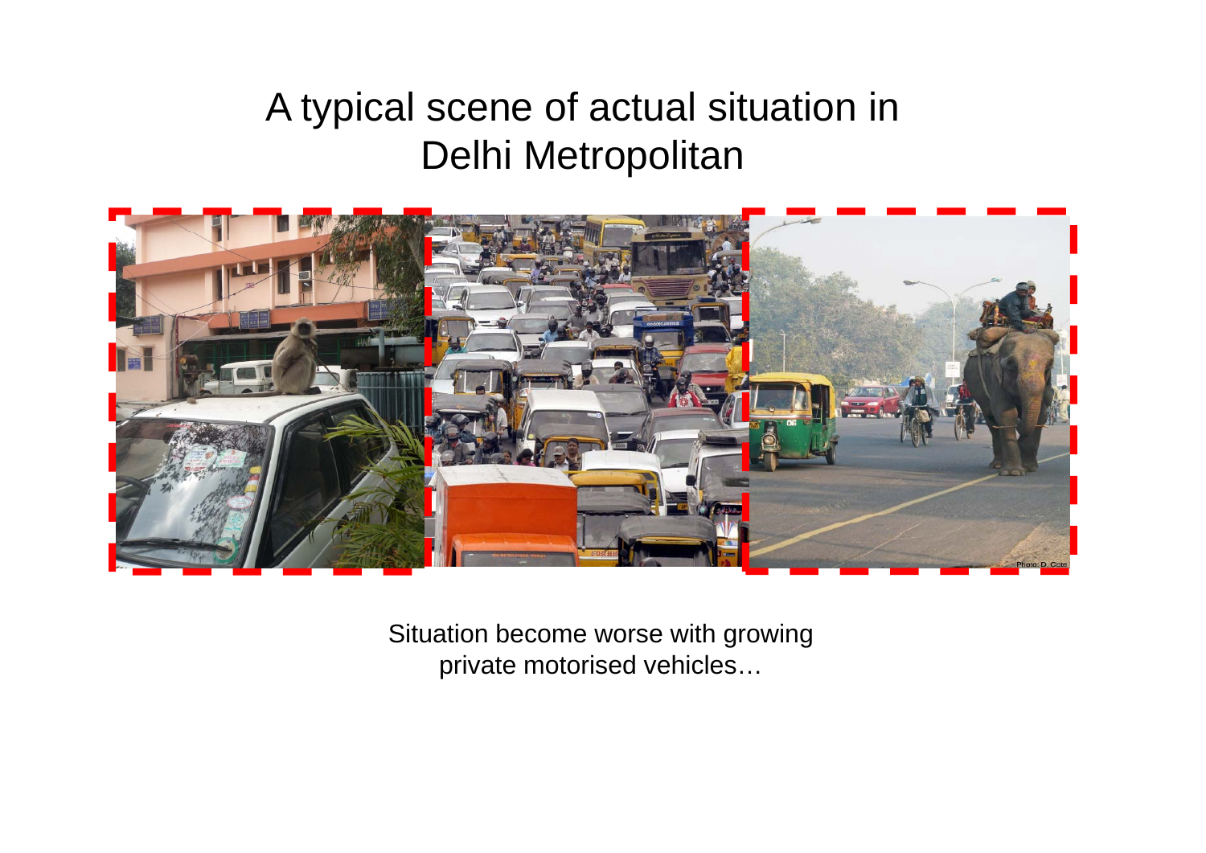# A typical scene of actual situation in Delhi Metropolitan

Situation become worse with growing private motorised vehicles…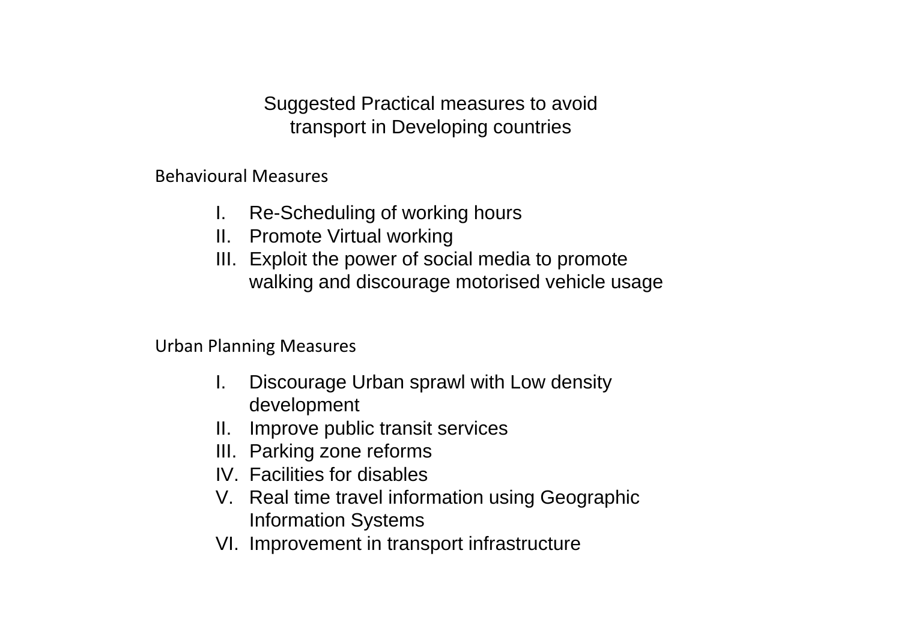# Suggested Practical measures to avoid transport in Developing countries

## Behavioural Measures

I. Re-Scheduling of working hours
II. Promote Virtual working
III. Exploit the power of social media to promote walking and discourage motorised vehicle usage

## Urban Planning Measures

I. Discourage Urban sprawl with Low density development
II. Improve public transit services
III. Parking zone reforms
IV. Facilities for disables
V. Real time travel information using Geographic Information Systems
VI. Improvement in transport infrastructure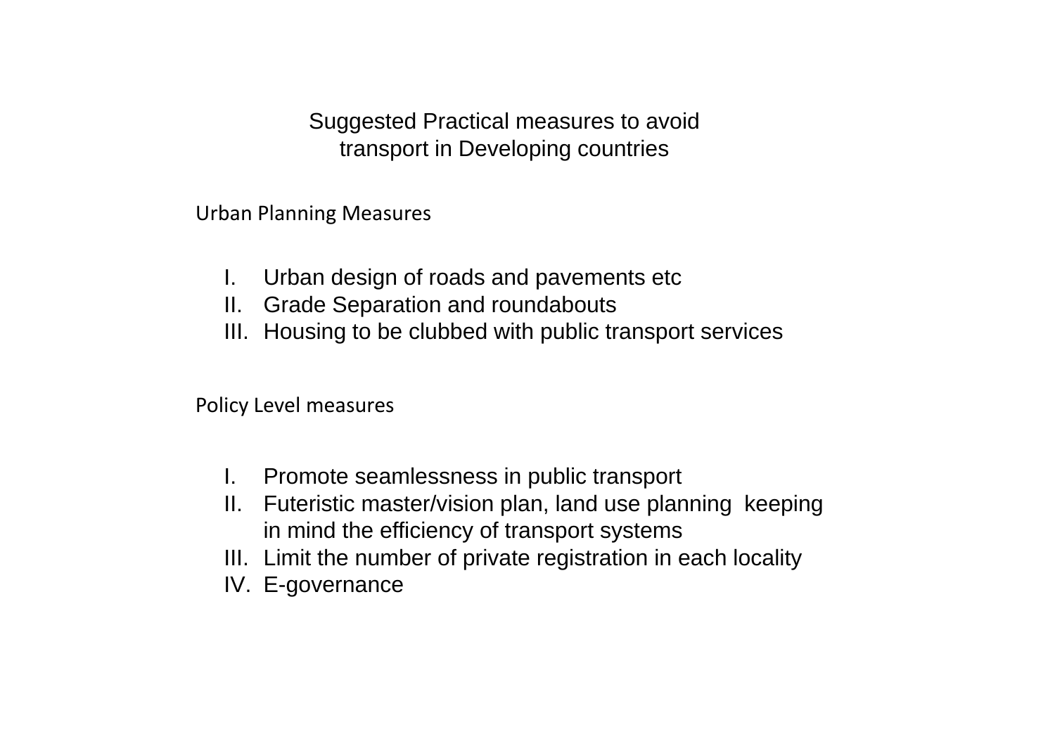# Suggested Practical measures to avoid transport in Developing countries

## Urban Planning Measures

I. Urban design of roads and pavements etc
II. Grade Separation and roundabouts
III. Housing to be clubbed with public transport services

## Policy Level measures

I. Promote seamlessness in public transport
II. Futeristic master/vision plan, land use planning keeping in mind the efficiency of transport systems
III. Limit the number of private registration in each locality
IV. E-governance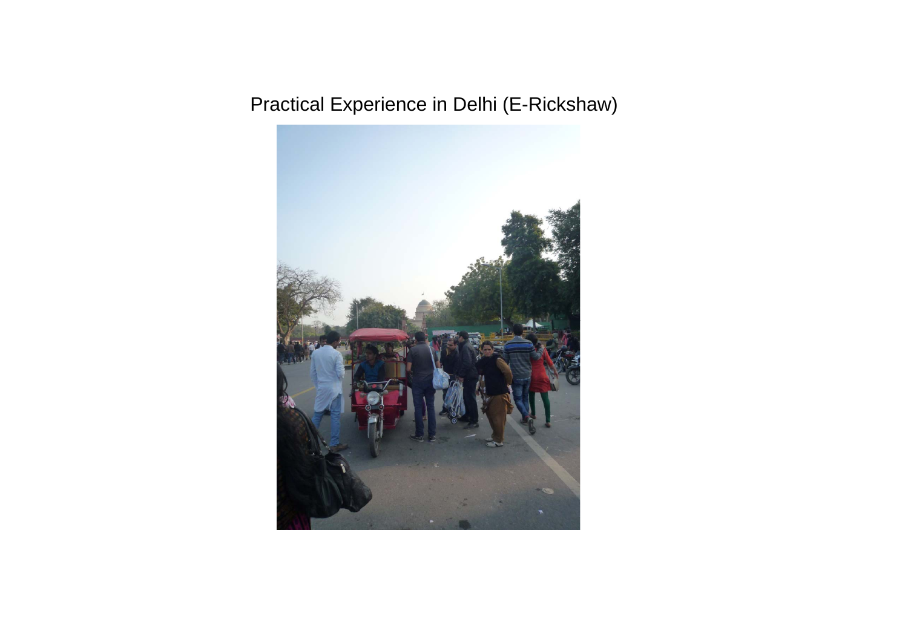Practical Experience in Delhi (E-Rickshaw)